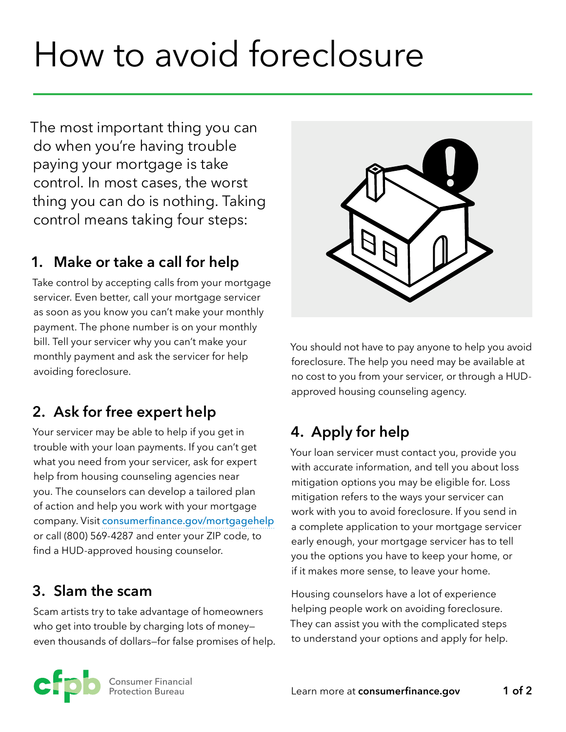# How to avoid foreclosure

The most important thing you can do when you're having trouble paying your mortgage is take control. In most cases, the worst thing you can do is nothing. Taking control means taking four steps:

## 1. Make or take a call for help

Take control by accepting calls from your mortgage servicer. Even better, call your mortgage servicer as soon as you know you can't make your monthly payment. The phone number is on your monthly bill. Tell your servicer why you can't make your monthly payment and ask the servicer for help avoiding foreclosure.

## 2. Ask for free expert help

Your servicer may be able to help if you get in trouble with your loan payments. If you can't get what you need from your servicer, ask for expert help from housing counseling agencies near you. The counselors can develop a tailored plan of action and help you work with your mortgage company. Visit consumerfinance.gov/mortgagehelp or call (800) 569-4287 and enter your ZIP code, to find a HUD-approved housing counselor.

## 3. Slam the scam

Scam artists try to take advantage of homeowners who get into trouble by charging lots of money—even thousands of dollars—for false promises of help.

You should not have to pay anyone to help you avoid foreclosure. The help you need may be available at no cost to you from your servicer, or through a HUD-approved housing counseling agency.

## 4. Apply for help

Your loan servicer must contact you, provide you with accurate information, and tell you about loss mitigation options you may be eligible for. Loss mitigation refers to the ways your servicer can work with you to avoid foreclosure. If you send in a complete application to your mortgage servicer early enough, your mortgage servicer has to tell you the options you have to keep your home, or if it makes more sense, to leave your home.

Housing counselors have a lot of experience helping people work on avoiding foreclosure. They can assist you with the complicated steps to understand your options and apply for help.

Consumer Financial Protection Bureau

Learn more at **consumerfinance.gov**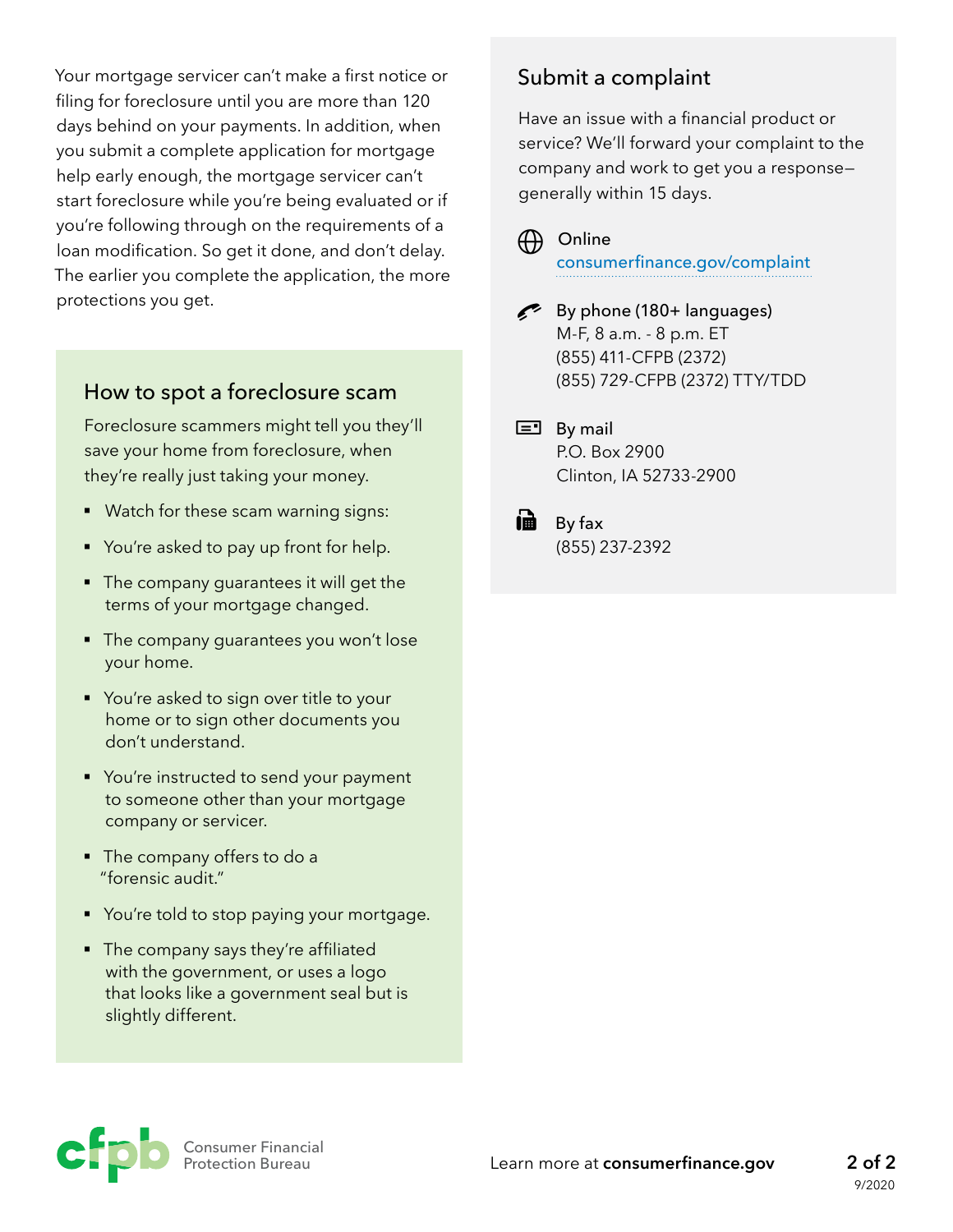Your mortgage servicer can't make a first notice or filing for foreclosure until you are more than 120 days behind on your payments. In addition, when you submit a complete application for mortgage help early enough, the mortgage servicer can't start foreclosure while you're being evaluated or if you're following through on the requirements of a loan modification. So get it done, and don't delay. The earlier you complete the application, the more protections you get.

## How to spot a foreclosure scam

Foreclosure scammers might tell you they'll save your home from foreclosure, when they're really just taking your money.

- Watch for these scam warning signs:
- You're asked to pay up front for help.
- The company guarantees it will get the terms of your mortgage changed.
- The company guarantees you won't lose your home.
- You're asked to sign over title to your home or to sign other documents you don't understand.
- You're instructed to send your payment to someone other than your mortgage company or servicer.
- The company offers to do a "forensic audit."
- You're told to stop paying your mortgage.
- The company says they're affiliated with the government, or uses a logo that looks like a government seal but is slightly different.

## Submit a complaint

Have an issue with a financial product or service? We'll forward your complaint to the company and work to get you a response—generally within 15 days.

**Online**
consumerfinance.gov/complaint

**By phone (180+ languages)**
M-F, 8 a.m. - 8 p.m. ET
(855) 411-CFPB (2372)
(855) 729-CFPB (2372) TTY/TDD

**By mail**
P.O. Box 2900
Clinton, IA 52733-2900

**By fax**
(855) 237-2392

Consumer Financial Protection Bureau

Learn more at **consumerfinance.gov**

9/2020